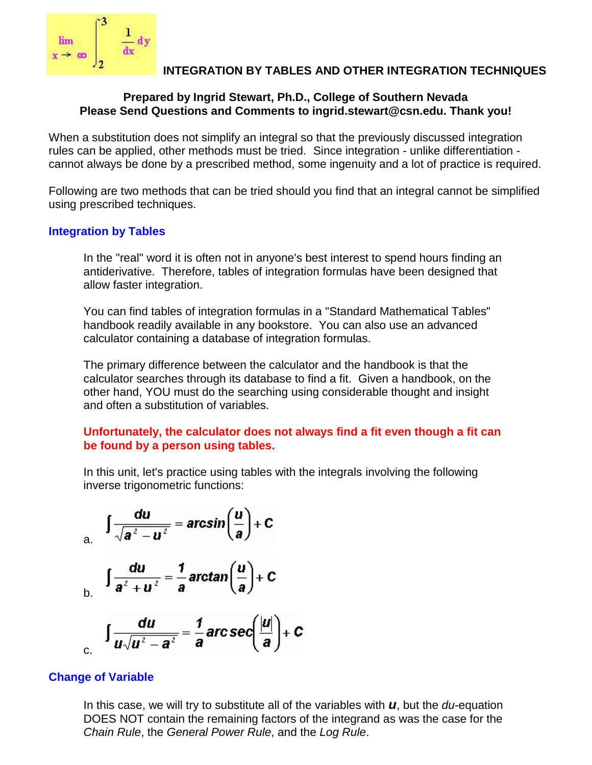# INTEGRATION BY TABLES AND OTHER INTEGRATION TECHNIQUES

**Prepared by Ingrid Stewart, Ph.D., College of Southern Nevada**
**Please Send Questions and Comments to ingrid.stewart@csn.edu. Thank you!**

When a substitution does not simplify an integral so that the previously discussed integration rules can be applied, other methods must be tried. Since integration - unlike differentiation - cannot always be done by a prescribed method, some ingenuity and a lot of practice is required.

Following are two methods that can be tried should you find that an integral cannot be simplified using prescribed techniques.

## Integration by Tables

In the "real" word it is often not in anyone's best interest to spend hours finding an antiderivative. Therefore, tables of integration formulas have been designed that allow faster integration.

You can find tables of integration formulas in a "Standard Mathematical Tables" handbook readily available in any bookstore. You can also use an advanced calculator containing a database of integration formulas.

The primary difference between the calculator and the handbook is that the calculator searches through its database to find a fit. Given a handbook, on the other hand, YOU must do the searching using considerable thought and insight and often a substitution of variables.

**Unfortunately, the calculator does not always find a fit even though a fit can be found by a person using tables.**

In this unit, let's practice using tables with the integrals involving the following inverse trigonometric functions:

a. $$\int \frac{du}{\sqrt{a^2 - u^2}} = \arcsin\left(\frac{u}{a}\right) + C$$

b. $$\int \frac{du}{a^2 + u^2} = \frac{1}{a}\arctan\left(\frac{u}{a}\right) + C$$

c. $$\int \frac{du}{u\sqrt{u^2 - a^2}} = \frac{1}{a}\operatorname{arcsec}\left(\frac{|u|}{a}\right) + C$$

## Change of Variable

In this case, we will try to substitute all of the variables with ***u***, but the *du*-equation DOES NOT contain the remaining factors of the integrand as was the case for the *Chain Rule*, the *General Power Rule*, and the *Log Rule*.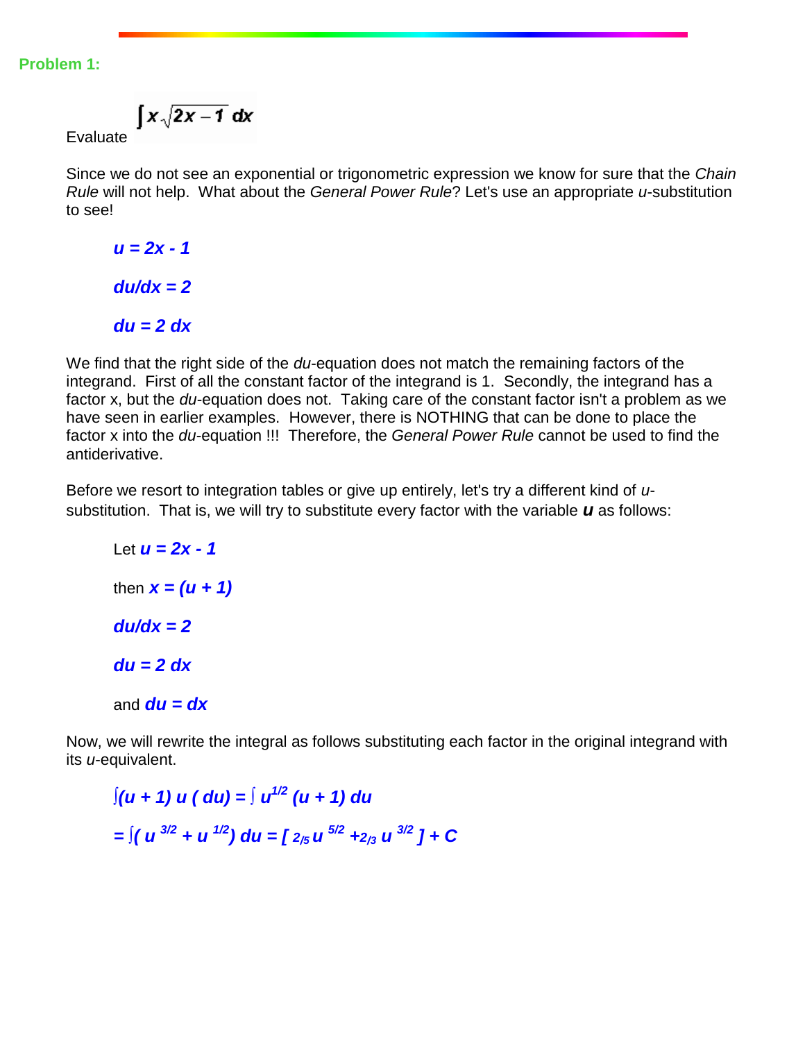**Problem 1:**

Evaluate $\int x\sqrt{2x-1}\;dx$

Since we do not see an exponential or trigonometric expression we know for sure that the *Chain Rule* will not help. What about the *General Power Rule*? Let's use an appropriate *u*-substitution to see!

> ***$u = 2x - 1$***
>
> ***$du/dx = 2$***
>
> ***$du = 2\,dx$***

We find that the right side of the *du*-equation does not match the remaining factors of the integrand. First of all the constant factor of the integrand is 1. Secondly, the integrand has a factor x, but the *du*-equation does not. Taking care of the constant factor isn't a problem as we have seen in earlier examples. However, there is NOTHING that can be done to place the factor x into the *du*-equation !!! Therefore, the *General Power Rule* cannot be used to find the antiderivative.

Before we resort to integration tables or give up entirely, let's try a different kind of *u*-substitution. That is, we will try to substitute every factor with the variable ***u*** as follows:

> Let ***$u = 2x - 1$***
>
> then ***$x = (u + 1)$***
>
> ***$du/dx = 2$***
>
> ***$du = 2\,dx$***
>
> and ***$du = dx$***

Now, we will rewrite the integral as follows substituting each factor in the original integrand with its *u*-equivalent.

$$\int (u + 1)\, u\, (du) = \int u^{1/2}\, (u + 1)\, du$$

$$= \int (u^{3/2} + u^{1/2})\, du = \left[\, {}_{2/5}\, u^{5/2} + {}_{2/3}\, u^{3/2} \,\right] + C$$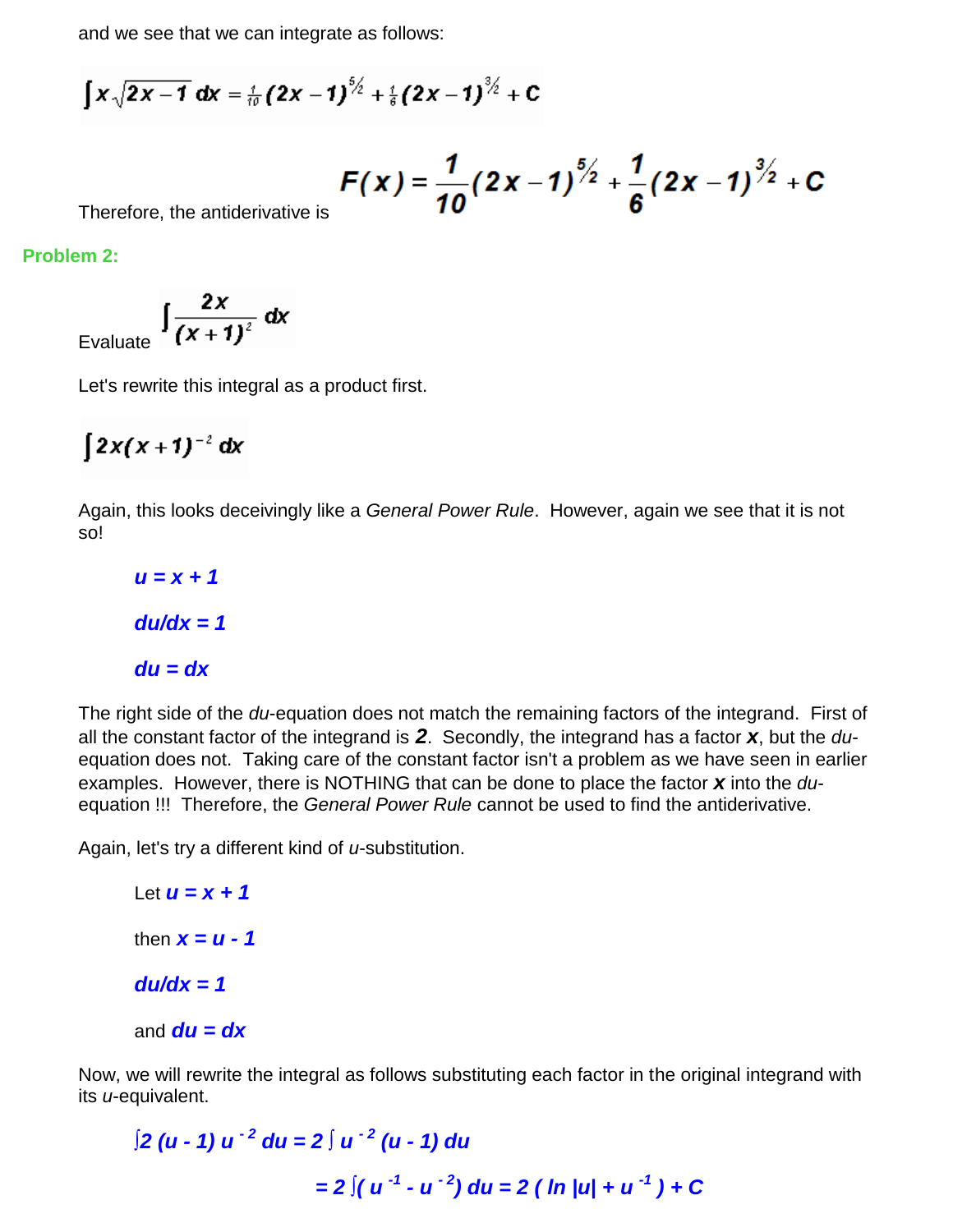and we see that we can integrate as follows:

$$\int x\sqrt{2x-1}\,dx = \tfrac{1}{10}(2x-1)^{5/2} + \tfrac{1}{6}(2x-1)^{3/2} + C$$

Therefore, the antiderivative is $$F(x) = \frac{1}{10}(2x-1)^{5/2} + \frac{1}{6}(2x-1)^{3/2} + C$$

**Problem 2:**

Evaluate $$\int \frac{2x}{(x+1)^2}\,dx$$

Let's rewrite this integral as a product first.

$$\int 2x(x+1)^{-2}\,dx$$

Again, this looks deceivingly like a *General Power Rule*. However, again we see that it is not so!

> $u = x + 1$
>
> $du/dx = 1$
>
> $du = dx$

The right side of the *du*-equation does not match the remaining factors of the integrand. First of all the constant factor of the integrand is ***2***. Secondly, the integrand has a factor ***x***, but the *du*-equation does not. Taking care of the constant factor isn't a problem as we have seen in earlier examples. However, there is NOTHING that can be done to place the factor ***x*** into the *du*-equation !!! Therefore, the *General Power Rule* cannot be used to find the antiderivative.

Again, let's try a different kind of *u*-substitution.

> Let $u = x + 1$
>
> then $x = u - 1$
>
> $du/dx = 1$
>
> and $du = dx$

Now, we will rewrite the integral as follows substituting each factor in the original integrand with its *u*-equivalent.

$$\int 2\,(u - 1)\,u^{-2}\,du = 2\int u^{-2}(u - 1)\,du$$

$$= 2\int (u^{-1} - u^{-2})\,du = 2\,(\ln|u| + u^{-1}) + C$$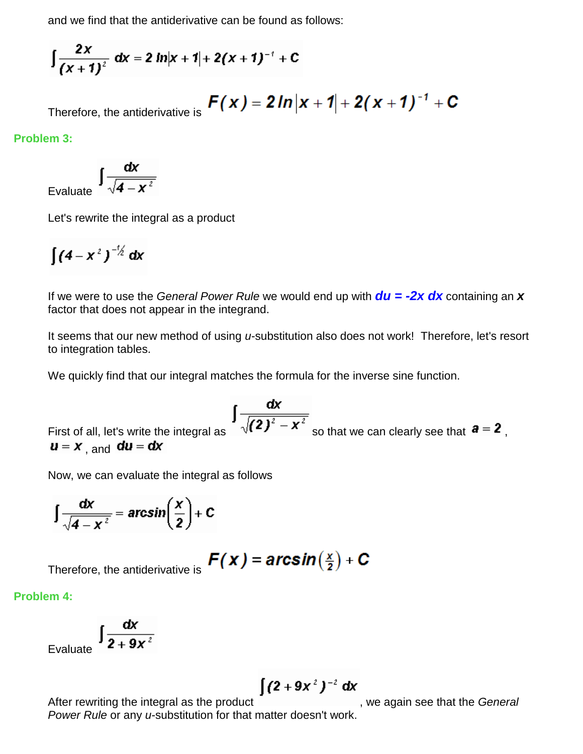and we find that the antiderivative can be found as follows:

$$\int \frac{2x}{(x+1)^2}\,dx = 2\ln|x+1| + 2(x+1)^{-1} + C$$

Therefore, the antiderivative is $F(x) = 2\ln|x+1| + 2(x+1)^{-1} + C$

**Problem 3:**

Evaluate $\int \frac{dx}{\sqrt{4-x^2}}$

Let's rewrite the integral as a product

$$\int (4-x^2)^{-1/2}\,dx$$

If we were to use the *General Power Rule* we would end up with ***du = -2x dx*** containing an ***x*** factor that does not appear in the integrand.

It seems that our new method of using *u*-substitution also does not work! Therefore, let's resort to integration tables.

We quickly find that our integral matches the formula for the inverse sine function.

First of all, let's write the integral as $\int \frac{dx}{\sqrt{(2)^2 - x^2}}$ so that we can clearly see that $a = 2$, $u = x$, and $du = dx$

Now, we can evaluate the integral as follows

$$\int \frac{dx}{\sqrt{4-x^2}} = \arcsin\left(\frac{x}{2}\right) + C$$

Therefore, the antiderivative is $F(x) = \arcsin\left(\frac{x}{2}\right) + C$

**Problem 4:**

Evaluate $\int \frac{dx}{2+9x^2}$

After rewriting the integral as the product $\int (2+9x^2)^{-2}\,dx$, we again see that the *General Power Rule* or any *u*-substitution for that matter doesn't work.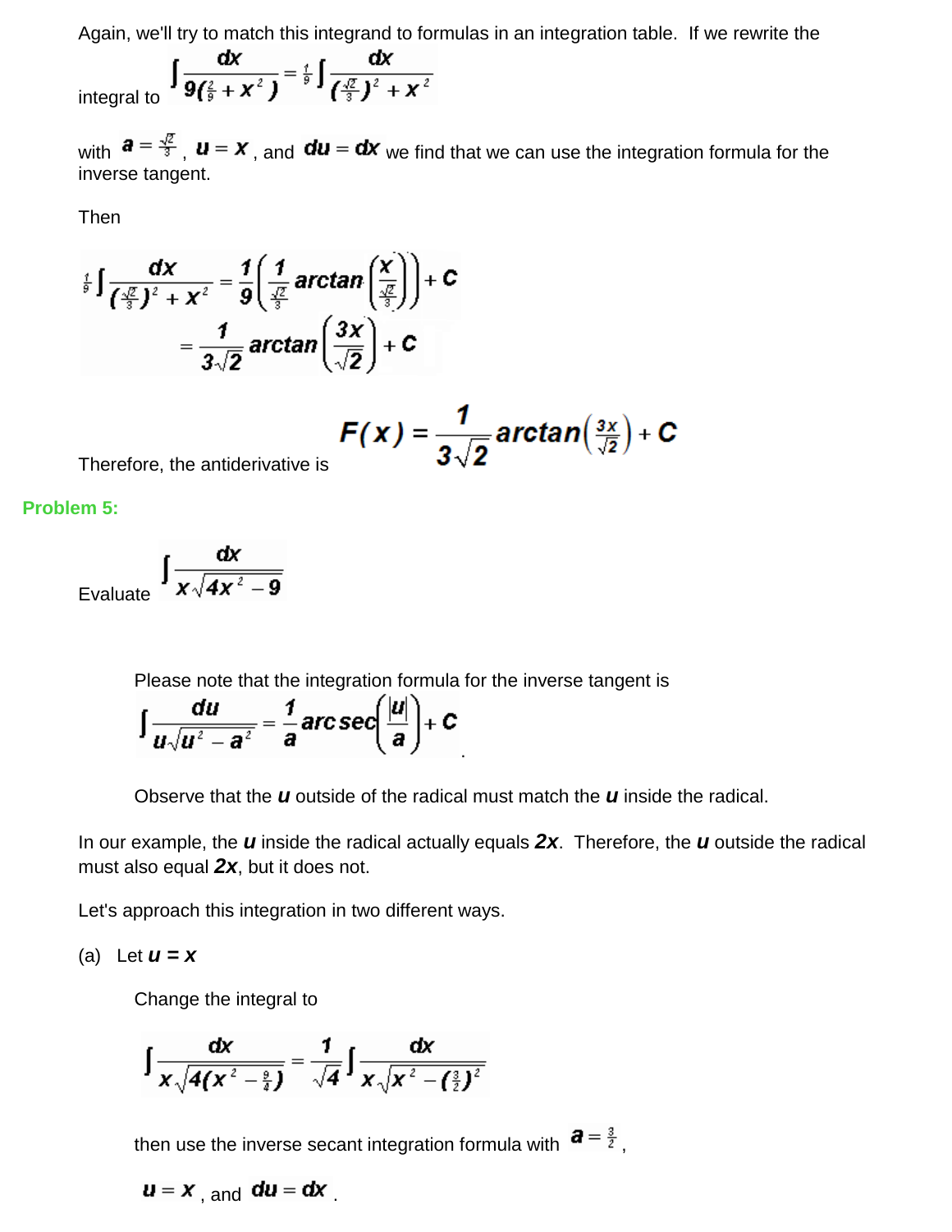Again, we'll try to match this integrand to formulas in an integration table. If we rewrite the integral to $\int \frac{dx}{9(\frac{2}{9}+x^2)} = \frac{1}{9}\int \frac{dx}{(\frac{\sqrt{2}}{3})^2 + x^2}$

with $a = \frac{\sqrt{2}}{3}$, $u = x$, and $du = dx$ we find that we can use the integration formula for the inverse tangent.

Then

$$\frac{1}{9}\int \frac{dx}{(\frac{\sqrt{2}}{3})^2 + x^2} = \frac{1}{9}\left(\frac{1}{\frac{\sqrt{2}}{3}} \arctan\left(\frac{x}{\frac{\sqrt{2}}{3}}\right)\right) + C$$

$$= \frac{1}{3\sqrt{2}} \arctan\left(\frac{3x}{\sqrt{2}}\right) + C$$

Therefore, the antiderivative is $F(x) = \frac{1}{3\sqrt{2}} \arctan\left(\frac{3x}{\sqrt{2}}\right) + C$

**Problem 5:**

Evaluate $\int \frac{dx}{x\sqrt{4x^2 - 9}}$

Please note that the integration formula for the inverse tangent is $\int \frac{du}{u\sqrt{u^2 - a^2}} = \frac{1}{a} \operatorname{arcsec}\left(\frac{|u|}{a}\right) + C$.

Observe that the ***u*** outside of the radical must match the ***u*** inside the radical.

In our example, the ***u*** inside the radical actually equals ***2x***. Therefore, the ***u*** outside the radical must also equal ***2x***, but it does not.

Let's approach this integration in two different ways.

(a) Let ***u = x***

Change the integral to

$$\int \frac{dx}{x\sqrt{4(x^2 - \frac{9}{4})}} = \frac{1}{\sqrt{4}} \int \frac{dx}{x\sqrt{x^2 - (\frac{3}{2})^2}}$$

then use the inverse secant integration formula with $a = \frac{3}{2}$,

$u = x$, and $du = dx$.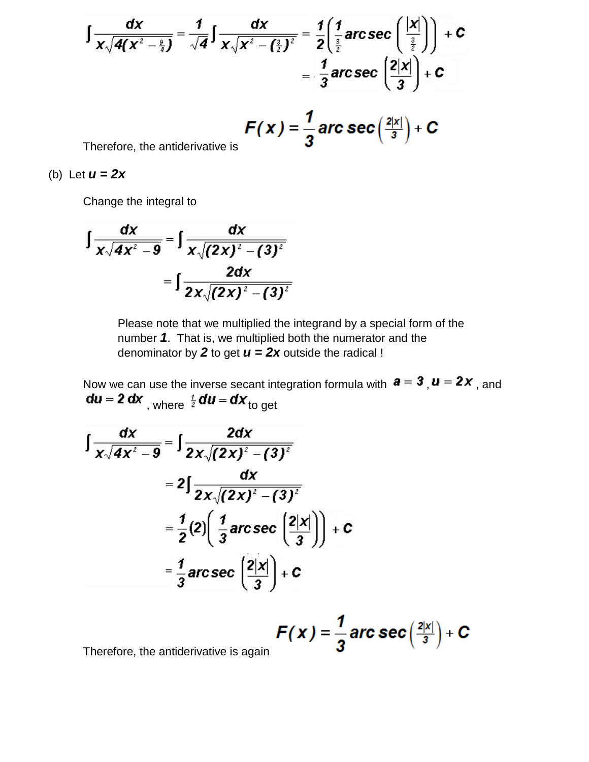$$\int \frac{dx}{x\sqrt{4(x^2 - \frac{9}{4})}} = \frac{1}{\sqrt{4}} \int \frac{dx}{x\sqrt{x^2 - (\frac{3}{2})^2}} = \frac{1}{2}\left(\frac{1}{\frac{3}{2}} \operatorname{arcsec}\left(\frac{|x|}{\frac{3}{2}}\right)\right) + C$$

$$= \frac{1}{3} \operatorname{arcsec}\left(\frac{2|x|}{3}\right) + C$$

Therefore, the antiderivative is $F(x) = \frac{1}{3} \operatorname{arc\,sec}\left(\frac{2|x|}{3}\right) + C$

(b) Let $u = 2x$

Change the integral to

$$\int \frac{dx}{x\sqrt{4x^2 - 9}} = \int \frac{dx}{x\sqrt{(2x)^2 - (3)^2}}$$

$$= \int \frac{2dx}{2x\sqrt{(2x)^2 - (3)^2}}$$

Please note that we multiplied the integrand by a special form of the number ***1***. That is, we multiplied both the numerator and the denominator by ***2*** to get $u = 2x$ outside the radical !

Now we can use the inverse secant integration formula with $a = 3$, $u = 2x$, and $du = 2\,dx$, where $\frac{1}{2}du = dx$ to get

$$\int \frac{dx}{x\sqrt{4x^2 - 9}} = \int \frac{2dx}{2x\sqrt{(2x)^2 - (3)^2}}$$

$$= 2\int \frac{dx}{2x\sqrt{(2x)^2 - (3)^2}}$$

$$= \frac{1}{2}(2)\left(\frac{1}{3} \operatorname{arcsec}\left(\frac{2|x|}{3}\right)\right) + C$$

$$= \frac{1}{3} \operatorname{arcsec}\left(\frac{2|x|}{3}\right) + C$$

Therefore, the antiderivative is again $F(x) = \frac{1}{3} \operatorname{arc\,sec}\left(\frac{2|x|}{3}\right) + C$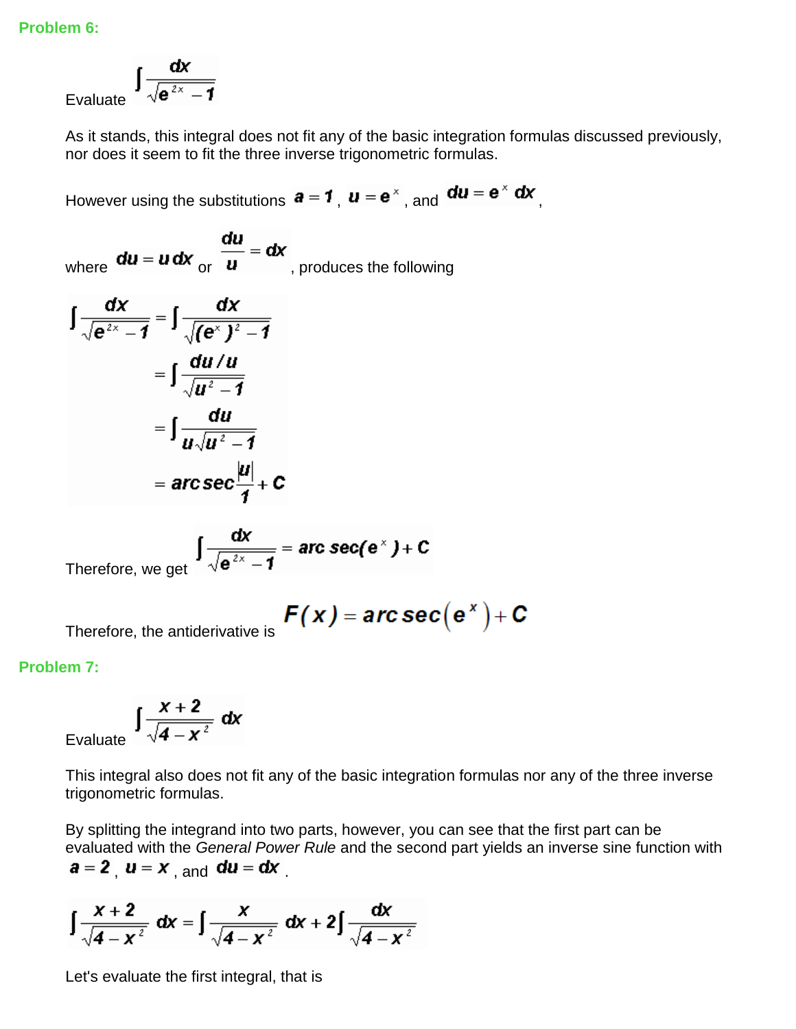**Problem 6:**

Evaluate $\int \frac{dx}{\sqrt{e^{2x}-1}}$

As it stands, this integral does not fit any of the basic integration formulas discussed previously, nor does it seem to fit the three inverse trigonometric formulas.

However using the substitutions $a = 1$, $u = e^x$, and $du = e^x\,dx$,

where $du = u\,dx$ or $\frac{du}{u} = dx$, produces the following

$$\begin{aligned}\int \frac{dx}{\sqrt{e^{2x}-1}} &= \int \frac{dx}{\sqrt{(e^x)^2-1}} \\ &= \int \frac{du/u}{\sqrt{u^2-1}} \\ &= \int \frac{du}{u\sqrt{u^2-1}} \\ &= \operatorname{arc\,sec}\frac{|u|}{1} + C\end{aligned}$$

Therefore, we get $\int \frac{dx}{\sqrt{e^{2x}-1}} = \operatorname{arc\,sec}(e^x) + C$

Therefore, the antiderivative is $F(x) = \operatorname{arc\,sec}\left(e^x\right) + C$

**Problem 7:**

Evaluate $\int \frac{x+2}{\sqrt{4-x^2}}\,dx$

This integral also does not fit any of the basic integration formulas nor any of the three inverse trigonometric formulas.

By splitting the integrand into two parts, however, you can see that the first part can be evaluated with the *General Power Rule* and the second part yields an inverse sine function with $a = 2$, $u = x$, and $du = dx$.

$$\int \frac{x+2}{\sqrt{4-x^2}}\,dx = \int \frac{x}{\sqrt{4-x^2}}\,dx + 2\int \frac{dx}{\sqrt{4-x^2}}$$

Let's evaluate the first integral, that is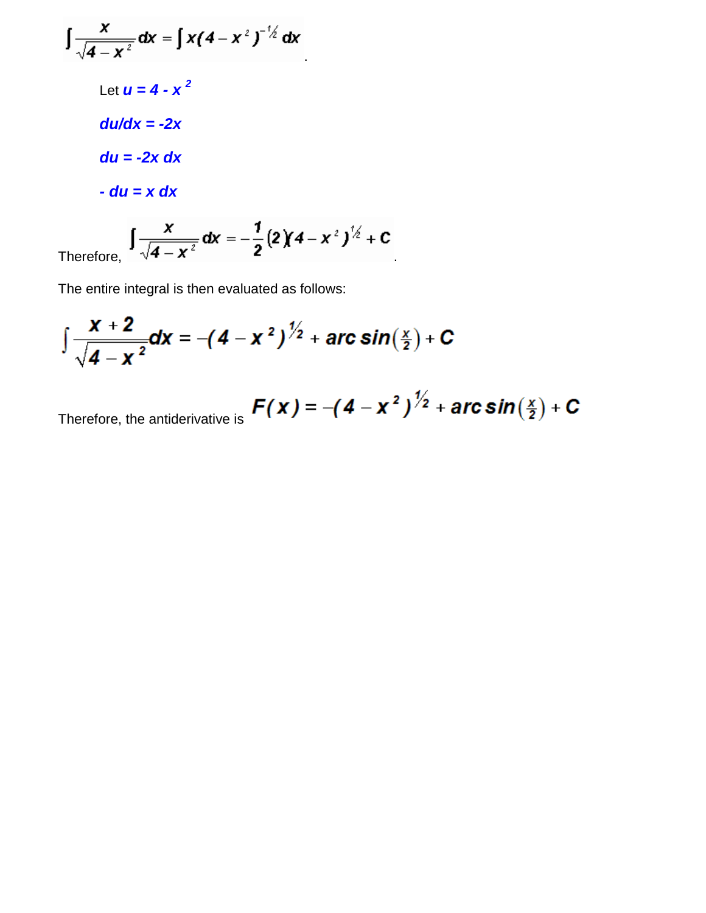$$\int \frac{x}{\sqrt{4-x^2}}dx = \int x(4-x^2)^{-1/2}dx$$

Let $u = 4 - x^2$

$du/dx = -2x$

$du = -2x\ dx$

$-du = x\ dx$

Therefore, $\int \frac{x}{\sqrt{4-x^2}}dx = -\frac{1}{2}(2)(4-x^2)^{1/2} + C$.

The entire integral is then evaluated as follows:

$$\int \frac{x+2}{\sqrt{4-x^2}}dx = -(4-x^2)^{1/2} + \arcsin\left(\tfrac{x}{2}\right) + C$$

Therefore, the antiderivative is $F(x) = -(4-x^2)^{1/2} + \arcsin\left(\tfrac{x}{2}\right) + C$